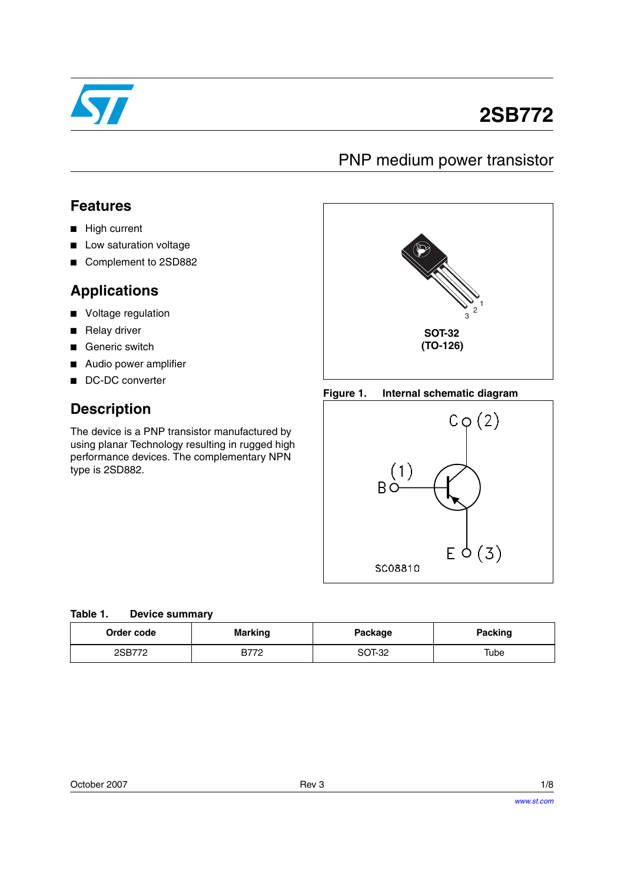# 2SB772

## PNP medium power transistor

## Features

- High current
- Low saturation voltage
- Complement to 2SD882

## Applications

- Voltage regulation
- Relay driver
- Generic switch
- Audio power amplifier
- DC-DC converter

## Description

The device is a PNP transistor manufactured by using planar Technology resulting in rugged high performance devices. The complementary NPN type is 2SD882.

SOT-32 (TO-126)

**Figure 1. Internal schematic diagram**

**Table 1. Device summary**

| Order code | Marking | Package | Packing |
|---|---|---|---|
| 2SB772 | B772 | SOT-32 | Tube |

October 2007 Rev 3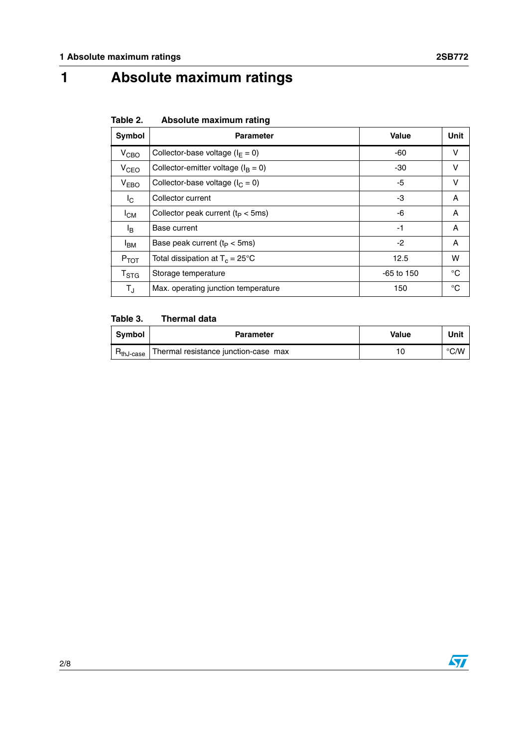# 1 Absolute maximum ratings

Table 2. Absolute maximum rating

| Symbol | Parameter | Value | Unit |
|---|---|---|---|
| $V_{CBO}$ | Collector-base voltage ($I_E = 0$) | -60 | V |
| $V_{CEO}$ | Collector-emitter voltage ($I_B = 0$) | -30 | V |
| $V_{EBO}$ | Collector-base voltage ($I_C = 0$) | -5 | V |
| $I_C$ | Collector current | -3 | A |
| $I_{CM}$ | Collector peak current ($t_P < 5ms$) | -6 | A |
| $I_B$ | Base current | -1 | A |
| $I_{BM}$ | Base peak current ($t_P < 5ms$) | -2 | A |
| $P_{TOT}$ | Total dissipation at $T_c = 25°C$ | 12.5 | W |
| $T_{STG}$ | Storage temperature | -65 to 150 | °C |
| $T_J$ | Max. operating junction temperature | 150 | °C |

Table 3. Thermal data

| Symbol | Parameter | Value | Unit |
|---|---|---|---|
| $R_{thJ-case}$ | Thermal resistance junction-case max | 10 | °C/W |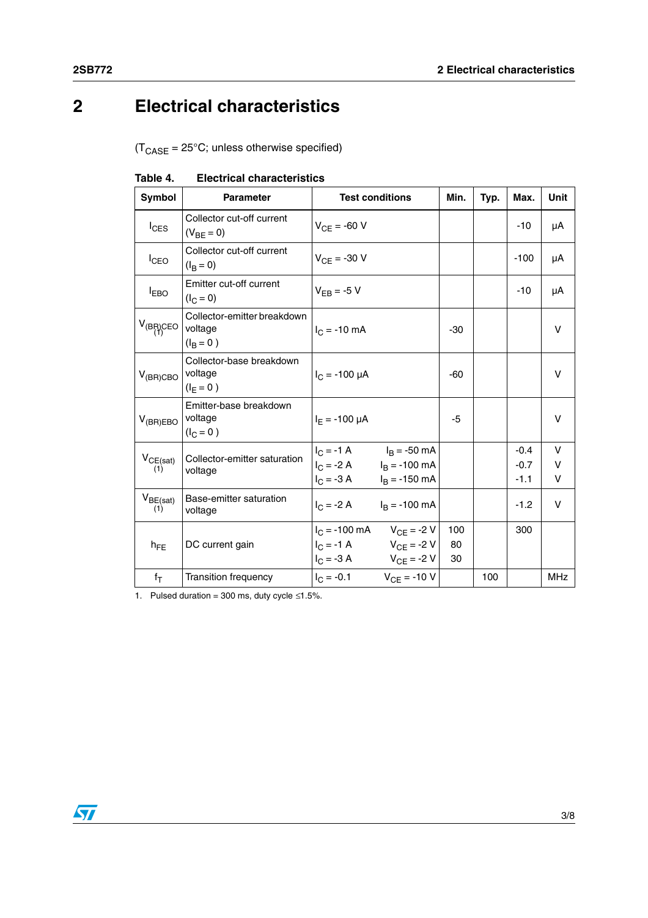# 2 Electrical characteristics

($T_{CASE}$ = 25°C; unless otherwise specified)

**Table 4. Electrical characteristics**

| Symbol | Parameter | Test conditions | Min. | Typ. | Max. | Unit |
|---|---|---|---|---|---|---|
| $I_{CES}$ | Collector cut-off current ($V_{BE}$ = 0) | $V_{CE}$ = -60 V | | | -10 | µA |
| $I_{CEO}$ | Collector cut-off current ($I_B$ = 0) | $V_{CE}$ = -30 V | | | -100 | µA |
| $I_{EBO}$ | Emitter cut-off current ($I_C$ = 0) | $V_{EB}$ = -5 V | | | -10 | µA |
| $V_{(BR)CEO}$ (1) | Collector-emitter breakdown voltage ($I_B$ = 0 ) | $I_C$ = -10 mA | -30 | | | V |
| $V_{(BR)CBO}$ | Collector-base breakdown voltage ($I_E$ = 0 ) | $I_C$ = -100 µA | -60 | | | V |
| $V_{(BR)EBO}$ | Emitter-base breakdown voltage ($I_C$ = 0 ) | $I_E$ = -100 µA | -5 | | | V |
| $V_{CE(sat)}$ (1) | Collector-emitter saturation voltage | $I_C$ = -1 A $I_B$ = -50 mA<br>$I_C$ = -2 A $I_B$ = -100 mA<br>$I_C$ = -3 A $I_B$ = -150 mA | | | -0.4<br>-0.7<br>-1.1 | V<br>V<br>V |
| $V_{BE(sat)}$ (1) | Base-emitter saturation voltage | $I_C$ = -2 A $I_B$ = -100 mA | | | -1.2 | V |
| $h_{FE}$ | DC current gain | $I_C$ = -100 mA $V_{CE}$ = -2 V<br>$I_C$ = -1 A $V_{CE}$ = -2 V<br>$I_C$ = -3 A $V_{CE}$ = -2 V | 100<br>80<br>30 | | 300 | |
| $f_T$ | Transition frequency | $I_C$ = -0.1 $V_{CE}$ = -10 V | | 100 | | MHz |

1. Pulsed duration = 300 ms, duty cycle ≤1.5%.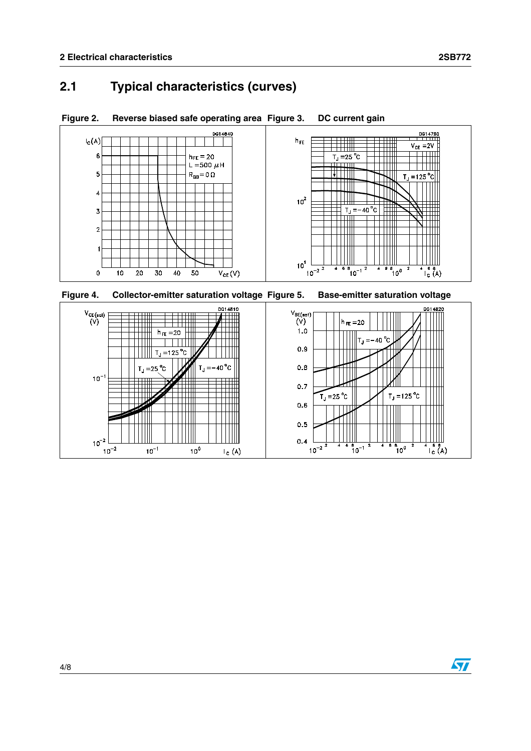## 2.1 Typical characteristics (curves)

**Figure 2. Reverse biased safe operating area**

**Figure 3. DC current gain**

**Figure 4. Collector-emitter saturation voltage**

**Figure 5. Base-emitter saturation voltage**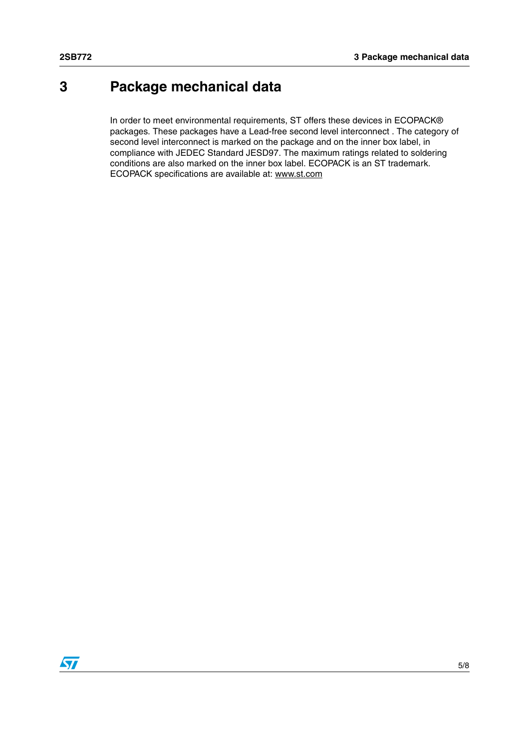# 3 Package mechanical data

In order to meet environmental requirements, ST offers these devices in ECOPACK® packages. These packages have a Lead-free second level interconnect . The category of second level interconnect is marked on the package and on the inner box label, in compliance with JEDEC Standard JESD97. The maximum ratings related to soldering conditions are also marked on the inner box label. ECOPACK is an ST trademark. ECOPACK specifications are available at: www.st.com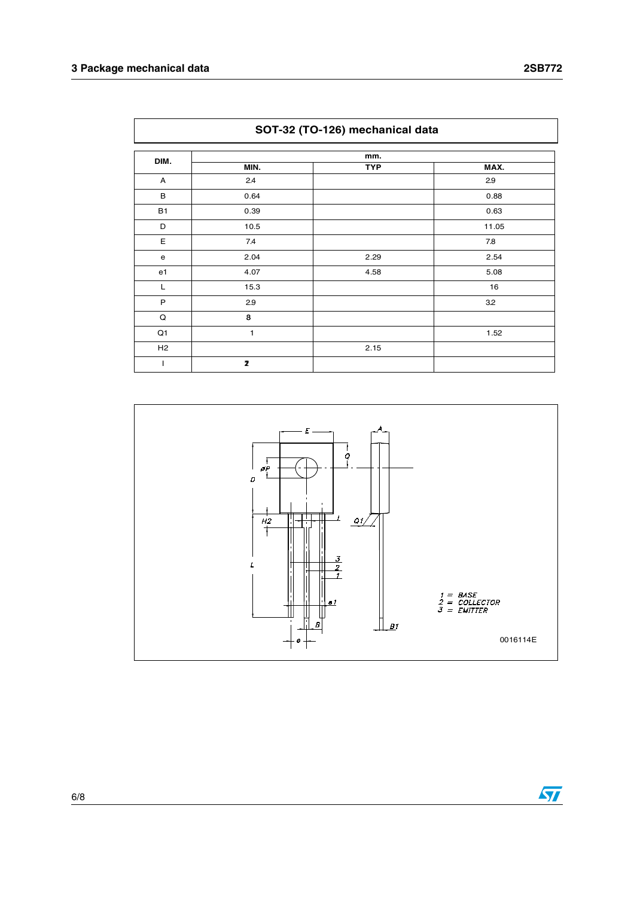| SOT-32 (TO-126) mechanical data | | | |
|---|---|---|---|
| DIM. | mm. | | |
| | MIN. | TYP | MAX. |
| A | 2.4 | | 2.9 |
| B | 0.64 | | 0.88 |
| B1 | 0.39 | | 0.63 |
| D | 10.5 | | 11.05 |
| E | 7.4 | | 7.8 |
| e | 2.04 | 2.29 | 2.54 |
| e1 | 4.07 | 4.58 | 5.08 |
| L | 15.3 | | 16 |
| P | 2.9 | | 3.2 |
| Q | 8 | | |
| Q1 | 1 | | 1.52 |
| H2 | | 2.15 | |
| I | 2 | | |

1 = BASE
2 = COLLECTOR
3 = EMITTER

0016114E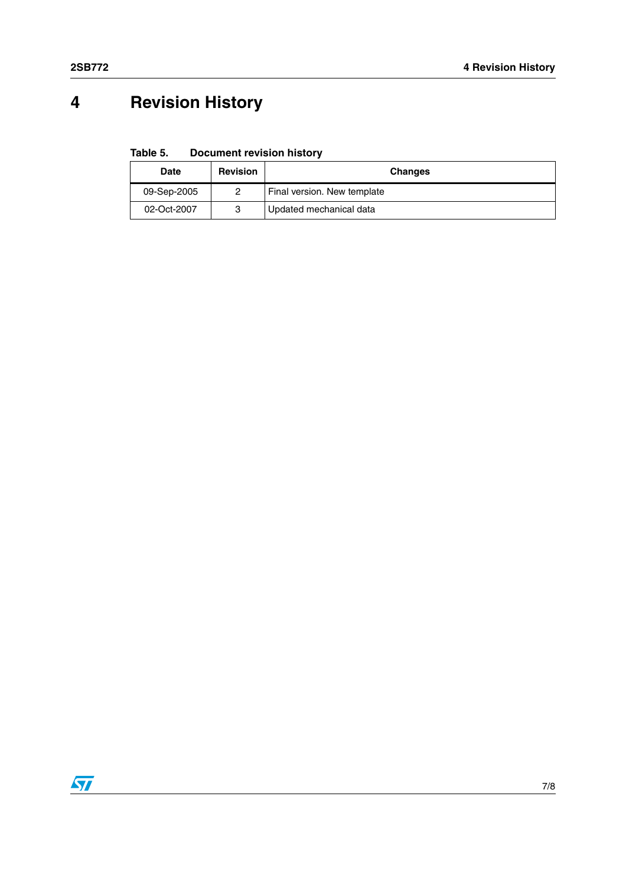# 4 Revision History

Table 5. Document revision history

| Date | Revision | Changes |
|---|---|---|
| 09-Sep-2005 | 2 | Final version. New template |
| 02-Oct-2007 | 3 | Updated mechanical data |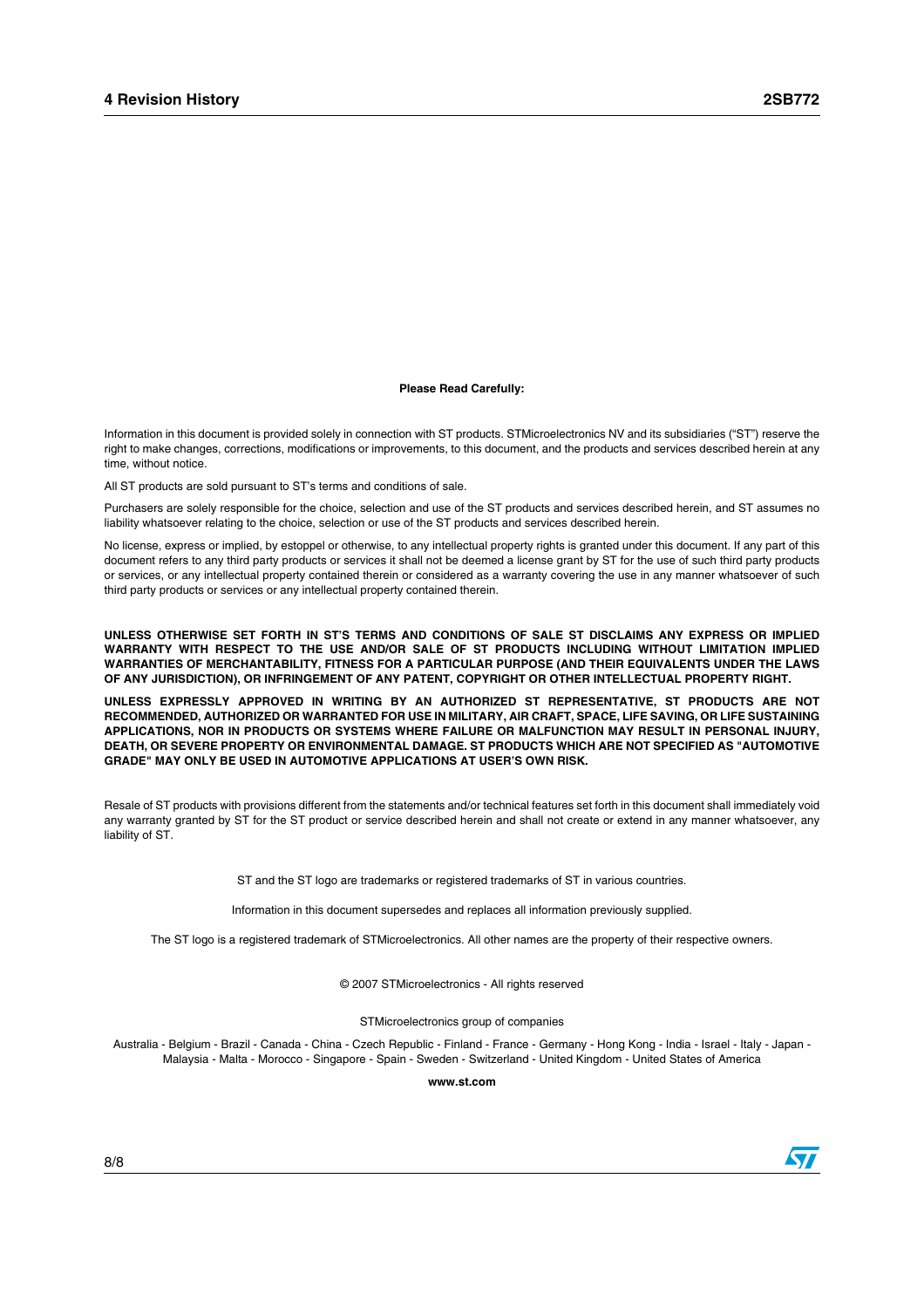**Please Read Carefully:**

Information in this document is provided solely in connection with ST products. STMicroelectronics NV and its subsidiaries ("ST") reserve the right to make changes, corrections, modifications or improvements, to this document, and the products and services described herein at any time, without notice.

All ST products are sold pursuant to ST's terms and conditions of sale.

Purchasers are solely responsible for the choice, selection and use of the ST products and services described herein, and ST assumes no liability whatsoever relating to the choice, selection or use of the ST products and services described herein.

No license, express or implied, by estoppel or otherwise, to any intellectual property rights is granted under this document. If any part of this document refers to any third party products or services it shall not be deemed a license grant by ST for the use of such third party products or services, or any intellectual property contained therein or considered as a warranty covering the use in any manner whatsoever of such third party products or services or any intellectual property contained therein.

**UNLESS OTHERWISE SET FORTH IN ST'S TERMS AND CONDITIONS OF SALE ST DISCLAIMS ANY EXPRESS OR IMPLIED WARRANTY WITH RESPECT TO THE USE AND/OR SALE OF ST PRODUCTS INCLUDING WITHOUT LIMITATION IMPLIED WARRANTIES OF MERCHANTABILITY, FITNESS FOR A PARTICULAR PURPOSE (AND THEIR EQUIVALENTS UNDER THE LAWS OF ANY JURISDICTION), OR INFRINGEMENT OF ANY PATENT, COPYRIGHT OR OTHER INTELLECTUAL PROPERTY RIGHT.**

**UNLESS EXPRESSLY APPROVED IN WRITING BY AN AUTHORIZED ST REPRESENTATIVE, ST PRODUCTS ARE NOT RECOMMENDED, AUTHORIZED OR WARRANTED FOR USE IN MILITARY, AIR CRAFT, SPACE, LIFE SAVING, OR LIFE SUSTAINING APPLICATIONS, NOR IN PRODUCTS OR SYSTEMS WHERE FAILURE OR MALFUNCTION MAY RESULT IN PERSONAL INJURY, DEATH, OR SEVERE PROPERTY OR ENVIRONMENTAL DAMAGE. ST PRODUCTS WHICH ARE NOT SPECIFIED AS "AUTOMOTIVE GRADE" MAY ONLY BE USED IN AUTOMOTIVE APPLICATIONS AT USER'S OWN RISK.**

Resale of ST products with provisions different from the statements and/or technical features set forth in this document shall immediately void any warranty granted by ST for the ST product or service described herein and shall not create or extend in any manner whatsoever, any liability of ST.

ST and the ST logo are trademarks or registered trademarks of ST in various countries.

Information in this document supersedes and replaces all information previously supplied.

The ST logo is a registered trademark of STMicroelectronics. All other names are the property of their respective owners.

© 2007 STMicroelectronics - All rights reserved

STMicroelectronics group of companies

Australia - Belgium - Brazil - Canada - China - Czech Republic - Finland - France - Germany - Hong Kong - India - Israel - Italy - Japan - Malaysia - Malta - Morocco - Singapore - Spain - Sweden - Switzerland - United Kingdom - United States of America

**www.st.com**